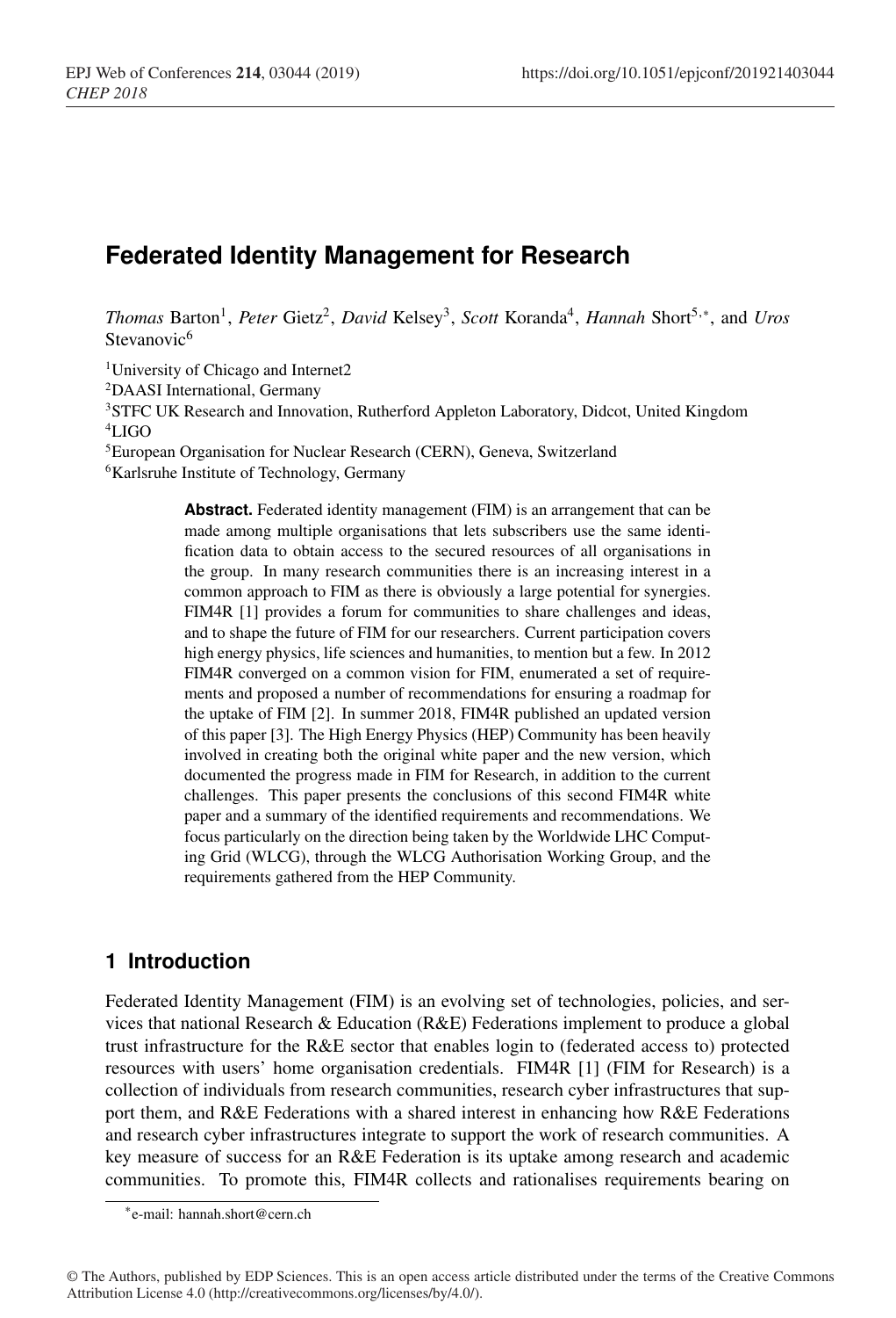# Federated Identity Management for Research

*Thomas* Barton[1], *Peter* Gietz[2], *David* Kelsey[3], *Scott* Koranda[4], *Hannah* Short[5,*], and *Uros* Stevanovic[6]

[1]University of Chicago and Internet2
[2]DAASI International, Germany
[3]STFC UK Research and Innovation, Rutherford Appleton Laboratory, Didcot, United Kingdom
[4]LIGO
[5]European Organisation for Nuclear Research (CERN), Geneva, Switzerland
[6]Karlsruhe Institute of Technology, Germany

**Abstract.** Federated identity management (FIM) is an arrangement that can be made among multiple organisations that lets subscribers use the same identification data to obtain access to the secured resources of all organisations in the group. In many research communities there is an increasing interest in a common approach to FIM as there is obviously a large potential for synergies. FIM4R [1] provides a forum for communities to share challenges and ideas, and to shape the future of FIM for our researchers. Current participation covers high energy physics, life sciences and humanities, to mention but a few. In 2012 FIM4R converged on a common vision for FIM, enumerated a set of requirements and proposed a number of recommendations for ensuring a roadmap for the uptake of FIM [2]. In summer 2018, FIM4R published an updated version of this paper [3]. The High Energy Physics (HEP) Community has been heavily involved in creating both the original white paper and the new version, which documented the progress made in FIM for Research, in addition to the current challenges. This paper presents the conclusions of this second FIM4R white paper and a summary of the identified requirements and recommendations. We focus particularly on the direction being taken by the Worldwide LHC Computing Grid (WLCG), through the WLCG Authorisation Working Group, and the requirements gathered from the HEP Community.

## 1 Introduction

Federated Identity Management (FIM) is an evolving set of technologies, policies, and services that national Research & Education (R&E) Federations implement to produce a global trust infrastructure for the R&E sector that enables login to (federated access to) protected resources with users' home organisation credentials. FIM4R [1] (FIM for Research) is a collection of individuals from research communities, research cyber infrastructures that support them, and R&E Federations with a shared interest in enhancing how R&E Federations and research cyber infrastructures integrate to support the work of research communities. A key measure of success for an R&E Federation is its uptake among research and academic communities. To promote this, FIM4R collects and rationalises requirements bearing on

*e-mail: hannah.short@cern.ch

© The Authors, published by EDP Sciences. This is an open access article distributed under the terms of the Creative Commons Attribution License 4.0 (http://creativecommons.org/licenses/by/4.0/).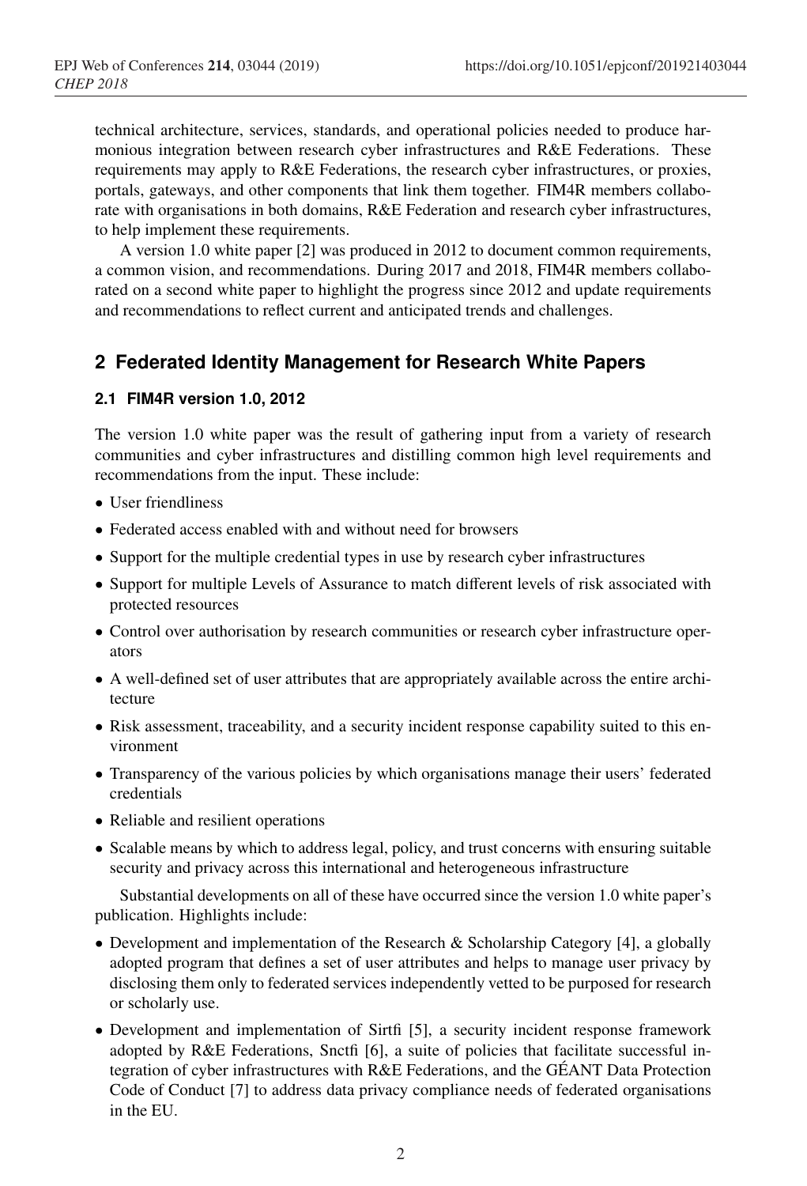technical architecture, services, standards, and operational policies needed to produce harmonious integration between research cyber infrastructures and R&E Federations. These requirements may apply to R&E Federations, the research cyber infrastructures, or proxies, portals, gateways, and other components that link them together. FIM4R members collaborate with organisations in both domains, R&E Federation and research cyber infrastructures, to help implement these requirements.

A version 1.0 white paper [2] was produced in 2012 to document common requirements, a common vision, and recommendations. During 2017 and 2018, FIM4R members collaborated on a second white paper to highlight the progress since 2012 and update requirements and recommendations to reflect current and anticipated trends and challenges.

## 2 Federated Identity Management for Research White Papers

### 2.1 FIM4R version 1.0, 2012

The version 1.0 white paper was the result of gathering input from a variety of research communities and cyber infrastructures and distilling common high level requirements and recommendations from the input. These include:

- User friendliness
- Federated access enabled with and without need for browsers
- Support for the multiple credential types in use by research cyber infrastructures
- Support for multiple Levels of Assurance to match different levels of risk associated with protected resources
- Control over authorisation by research communities or research cyber infrastructure operators
- A well-defined set of user attributes that are appropriately available across the entire architecture
- Risk assessment, traceability, and a security incident response capability suited to this environment
- Transparency of the various policies by which organisations manage their users' federated credentials
- Reliable and resilient operations
- Scalable means by which to address legal, policy, and trust concerns with ensuring suitable security and privacy across this international and heterogeneous infrastructure

Substantial developments on all of these have occurred since the version 1.0 white paper's publication. Highlights include:

- Development and implementation of the Research & Scholarship Category [4], a globally adopted program that defines a set of user attributes and helps to manage user privacy by disclosing them only to federated services independently vetted to be purposed for research or scholarly use.
- Development and implementation of Sirtfi [5], a security incident response framework adopted by R&E Federations, Snctfi [6], a suite of policies that facilitate successful integration of cyber infrastructures with R&E Federations, and the GÉANT Data Protection Code of Conduct [7] to address data privacy compliance needs of federated organisations in the EU.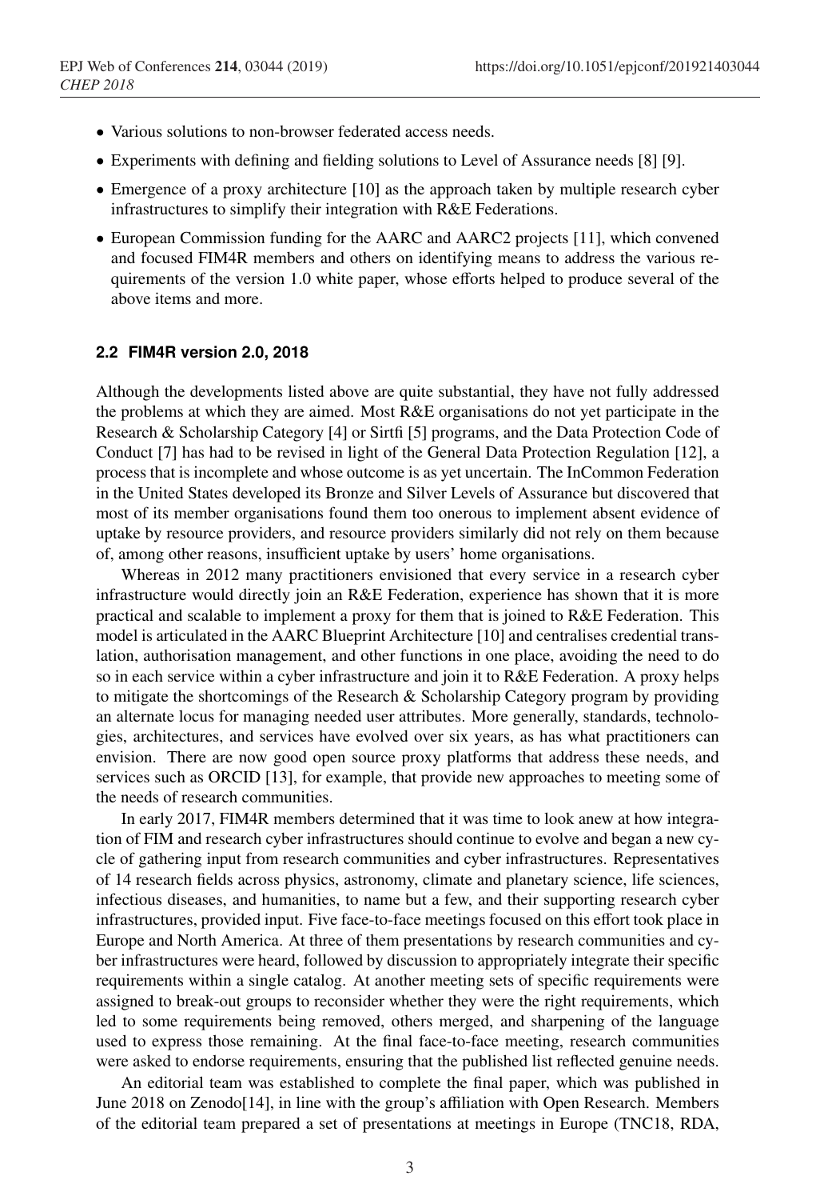- Various solutions to non-browser federated access needs.
- Experiments with defining and fielding solutions to Level of Assurance needs [8] [9].
- Emergence of a proxy architecture [10] as the approach taken by multiple research cyber infrastructures to simplify their integration with R&E Federations.
- European Commission funding for the AARC and AARC2 projects [11], which convened and focused FIM4R members and others on identifying means to address the various requirements of the version 1.0 white paper, whose efforts helped to produce several of the above items and more.

### 2.2 FIM4R version 2.0, 2018

Although the developments listed above are quite substantial, they have not fully addressed the problems at which they are aimed. Most R&E organisations do not yet participate in the Research & Scholarship Category [4] or Sirtfi [5] programs, and the Data Protection Code of Conduct [7] has had to be revised in light of the General Data Protection Regulation [12], a process that is incomplete and whose outcome is as yet uncertain. The InCommon Federation in the United States developed its Bronze and Silver Levels of Assurance but discovered that most of its member organisations found them too onerous to implement absent evidence of uptake by resource providers, and resource providers similarly did not rely on them because of, among other reasons, insufficient uptake by users' home organisations.

Whereas in 2012 many practitioners envisioned that every service in a research cyber infrastructure would directly join an R&E Federation, experience has shown that it is more practical and scalable to implement a proxy for them that is joined to R&E Federation. This model is articulated in the AARC Blueprint Architecture [10] and centralises credential translation, authorisation management, and other functions in one place, avoiding the need to do so in each service within a cyber infrastructure and join it to R&E Federation. A proxy helps to mitigate the shortcomings of the Research & Scholarship Category program by providing an alternate locus for managing needed user attributes. More generally, standards, technologies, architectures, and services have evolved over six years, as has what practitioners can envision. There are now good open source proxy platforms that address these needs, and services such as ORCID [13], for example, that provide new approaches to meeting some of the needs of research communities.

In early 2017, FIM4R members determined that it was time to look anew at how integration of FIM and research cyber infrastructures should continue to evolve and began a new cycle of gathering input from research communities and cyber infrastructures. Representatives of 14 research fields across physics, astronomy, climate and planetary science, life sciences, infectious diseases, and humanities, to name but a few, and their supporting research cyber infrastructures, provided input. Five face-to-face meetings focused on this effort took place in Europe and North America. At three of them presentations by research communities and cyber infrastructures were heard, followed by discussion to appropriately integrate their specific requirements within a single catalog. At another meeting sets of specific requirements were assigned to break-out groups to reconsider whether they were the right requirements, which led to some requirements being removed, others merged, and sharpening of the language used to express those remaining. At the final face-to-face meeting, research communities were asked to endorse requirements, ensuring that the published list reflected genuine needs.

An editorial team was established to complete the final paper, which was published in June 2018 on Zenodo[14], in line with the group's affiliation with Open Research. Members of the editorial team prepared a set of presentations at meetings in Europe (TNC18, RDA,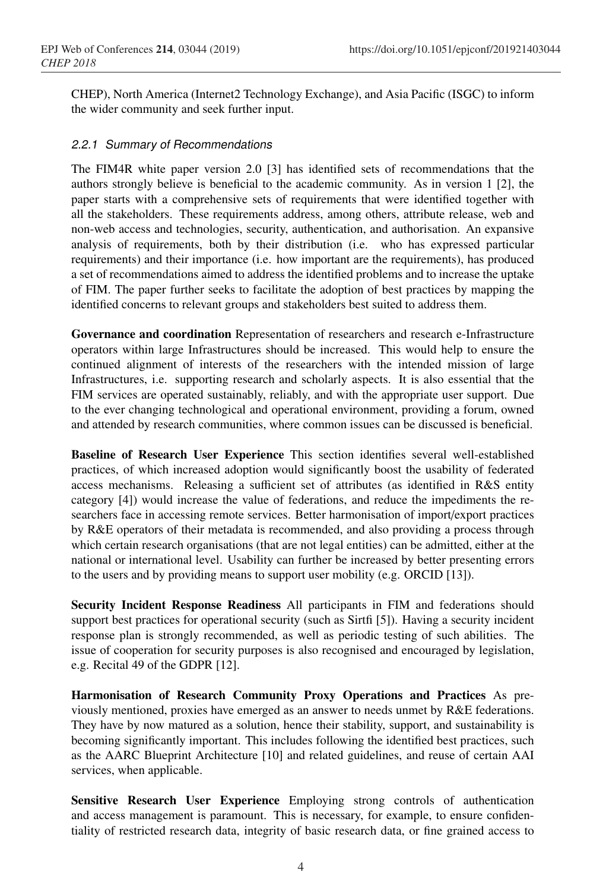CHEP), North America (Internet2 Technology Exchange), and Asia Pacific (ISGC) to inform the wider community and seek further input.

#### 2.2.1 Summary of Recommendations

The FIM4R white paper version 2.0 [3] has identified sets of recommendations that the authors strongly believe is beneficial to the academic community. As in version 1 [2], the paper starts with a comprehensive sets of requirements that were identified together with all the stakeholders. These requirements address, among others, attribute release, web and non-web access and technologies, security, authentication, and authorisation. An expansive analysis of requirements, both by their distribution (i.e. who has expressed particular requirements) and their importance (i.e. how important are the requirements), has produced a set of recommendations aimed to address the identified problems and to increase the uptake of FIM. The paper further seeks to facilitate the adoption of best practices by mapping the identified concerns to relevant groups and stakeholders best suited to address them.

**Governance and coordination** Representation of researchers and research e-Infrastructure operators within large Infrastructures should be increased. This would help to ensure the continued alignment of interests of the researchers with the intended mission of large Infrastructures, i.e. supporting research and scholarly aspects. It is also essential that the FIM services are operated sustainably, reliably, and with the appropriate user support. Due to the ever changing technological and operational environment, providing a forum, owned and attended by research communities, where common issues can be discussed is beneficial.

**Baseline of Research User Experience** This section identifies several well-established practices, of which increased adoption would significantly boost the usability of federated access mechanisms. Releasing a sufficient set of attributes (as identified in R&S entity category [4]) would increase the value of federations, and reduce the impediments the researchers face in accessing remote services. Better harmonisation of import/export practices by R&E operators of their metadata is recommended, and also providing a process through which certain research organisations (that are not legal entities) can be admitted, either at the national or international level. Usability can further be increased by better presenting errors to the users and by providing means to support user mobility (e.g. ORCID [13]).

**Security Incident Response Readiness** All participants in FIM and federations should support best practices for operational security (such as Sirtfi [5]). Having a security incident response plan is strongly recommended, as well as periodic testing of such abilities. The issue of cooperation for security purposes is also recognised and encouraged by legislation, e.g. Recital 49 of the GDPR [12].

**Harmonisation of Research Community Proxy Operations and Practices** As previously mentioned, proxies have emerged as an answer to needs unmet by R&E federations. They have by now matured as a solution, hence their stability, support, and sustainability is becoming significantly important. This includes following the identified best practices, such as the AARC Blueprint Architecture [10] and related guidelines, and reuse of certain AAI services, when applicable.

**Sensitive Research User Experience** Employing strong controls of authentication and access management is paramount. This is necessary, for example, to ensure confidentiality of restricted research data, integrity of basic research data, or fine grained access to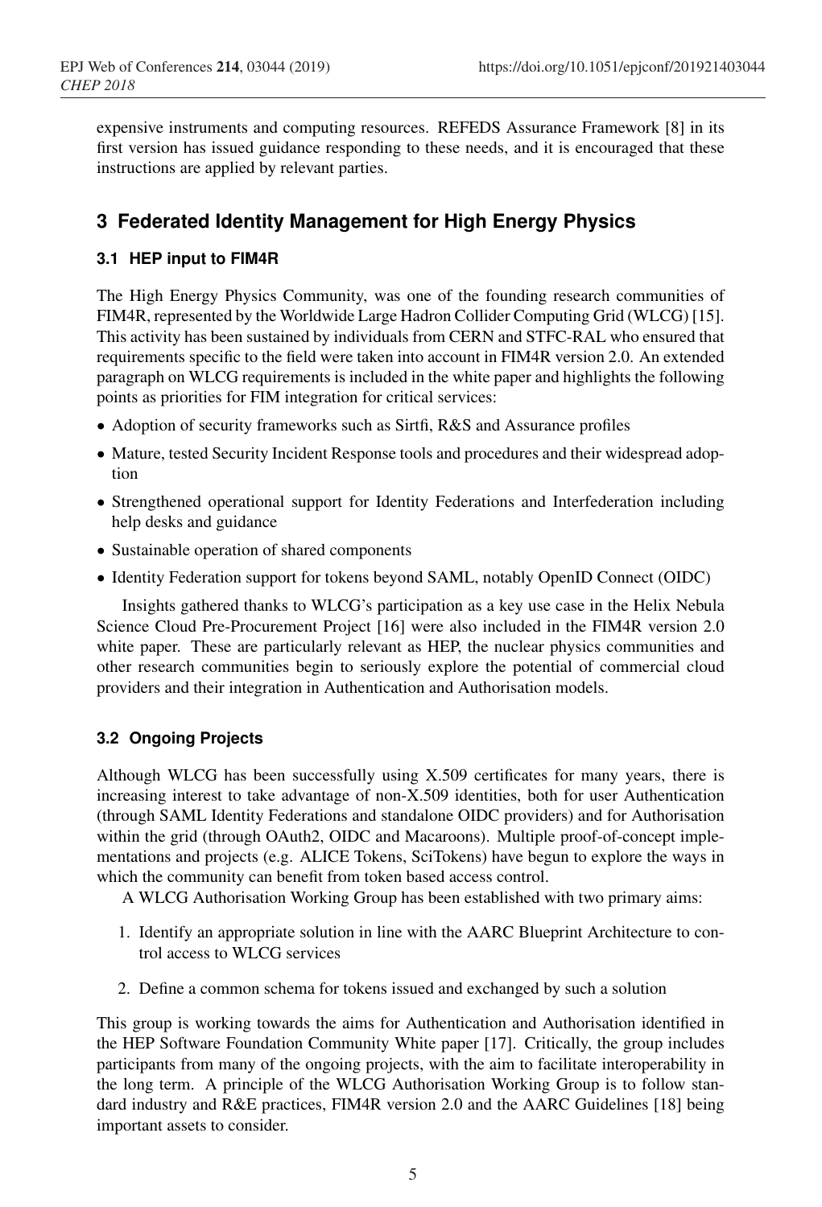expensive instruments and computing resources. REFEDS Assurance Framework [8] in its first version has issued guidance responding to these needs, and it is encouraged that these instructions are applied by relevant parties.

## 3 Federated Identity Management for High Energy Physics

### 3.1 HEP input to FIM4R

The High Energy Physics Community, was one of the founding research communities of FIM4R, represented by the Worldwide Large Hadron Collider Computing Grid (WLCG) [15]. This activity has been sustained by individuals from CERN and STFC-RAL who ensured that requirements specific to the field were taken into account in FIM4R version 2.0. An extended paragraph on WLCG requirements is included in the white paper and highlights the following points as priorities for FIM integration for critical services:

- Adoption of security frameworks such as Sirtfi, R&S and Assurance profiles
- Mature, tested Security Incident Response tools and procedures and their widespread adoption
- Strengthened operational support for Identity Federations and Interfederation including help desks and guidance
- Sustainable operation of shared components
- Identity Federation support for tokens beyond SAML, notably OpenID Connect (OIDC)

Insights gathered thanks to WLCG's participation as a key use case in the Helix Nebula Science Cloud Pre-Procurement Project [16] were also included in the FIM4R version 2.0 white paper. These are particularly relevant as HEP, the nuclear physics communities and other research communities begin to seriously explore the potential of commercial cloud providers and their integration in Authentication and Authorisation models.

### 3.2 Ongoing Projects

Although WLCG has been successfully using X.509 certificates for many years, there is increasing interest to take advantage of non-X.509 identities, both for user Authentication (through SAML Identity Federations and standalone OIDC providers) and for Authorisation within the grid (through OAuth2, OIDC and Macaroons). Multiple proof-of-concept implementations and projects (e.g. ALICE Tokens, SciTokens) have begun to explore the ways in which the community can benefit from token based access control.

A WLCG Authorisation Working Group has been established with two primary aims:

1. Identify an appropriate solution in line with the AARC Blueprint Architecture to control access to WLCG services
2. Define a common schema for tokens issued and exchanged by such a solution

This group is working towards the aims for Authentication and Authorisation identified in the HEP Software Foundation Community White paper [17]. Critically, the group includes participants from many of the ongoing projects, with the aim to facilitate interoperability in the long term. A principle of the WLCG Authorisation Working Group is to follow standard industry and R&E practices, FIM4R version 2.0 and the AARC Guidelines [18] being important assets to consider.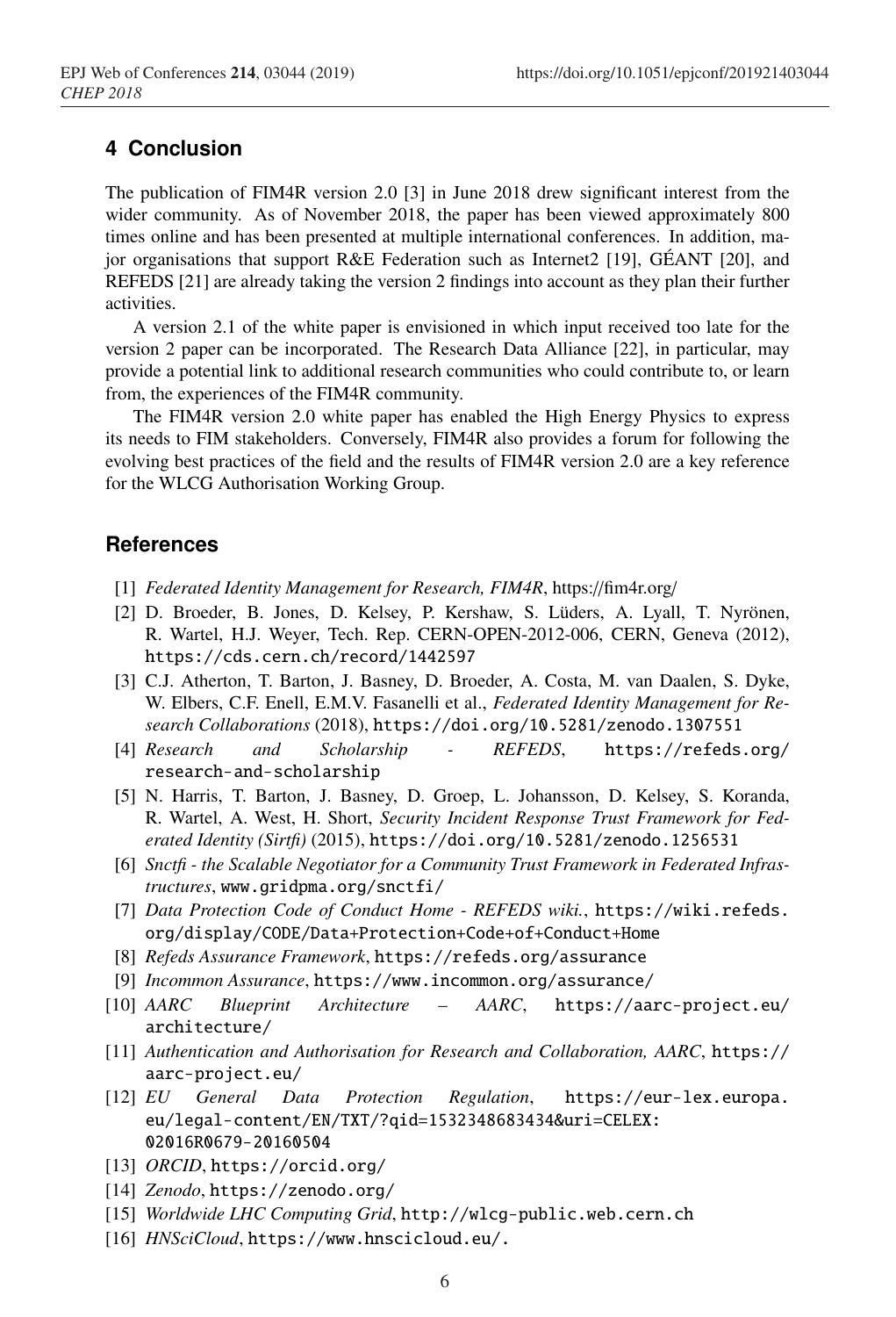## 4 Conclusion

The publication of FIM4R version 2.0 [3] in June 2018 drew significant interest from the wider community. As of November 2018, the paper has been viewed approximately 800 times online and has been presented at multiple international conferences. In addition, major organisations that support R&E Federation such as Internet2 [19], GÉANT [20], and REFEDS [21] are already taking the version 2 findings into account as they plan their further activities.

A version 2.1 of the white paper is envisioned in which input received too late for the version 2 paper can be incorporated. The Research Data Alliance [22], in particular, may provide a potential link to additional research communities who could contribute to, or learn from, the experiences of the FIM4R community.

The FIM4R version 2.0 white paper has enabled the High Energy Physics to express its needs to FIM stakeholders. Conversely, FIM4R also provides a forum for following the evolving best practices of the field and the results of FIM4R version 2.0 are a key reference for the WLCG Authorisation Working Group.

## References

[1] *Federated Identity Management for Research, FIM4R*, https://fim4r.org/

[2] D. Broeder, B. Jones, D. Kelsey, P. Kershaw, S. Lüders, A. Lyall, T. Nyrönen, R. Wartel, H.J. Weyer, Tech. Rep. CERN-OPEN-2012-006, CERN, Geneva (2012), https://cds.cern.ch/record/1442597

[3] C.J. Atherton, T. Barton, J. Basney, D. Broeder, A. Costa, M. van Daalen, S. Dyke, W. Elbers, C.F. Enell, E.M.V. Fasanelli et al., *Federated Identity Management for Research Collaborations* (2018), https://doi.org/10.5281/zenodo.1307551

[4] *Research and Scholarship - REFEDS*, https://refeds.org/research-and-scholarship

[5] N. Harris, T. Barton, J. Basney, D. Groep, L. Johansson, D. Kelsey, S. Koranda, R. Wartel, A. West, H. Short, *Security Incident Response Trust Framework for Federated Identity (Sirtfi)* (2015), https://doi.org/10.5281/zenodo.1256531

[6] *Snctfi - the Scalable Negotiator for a Community Trust Framework in Federated Infrastructures*, www.gridpma.org/snctfi/

[7] *Data Protection Code of Conduct Home - REFEDS wiki.*, https://wiki.refeds.org/display/CODE/Data+Protection+Code+of+Conduct+Home

[8] *Refeds Assurance Framework*, https://refeds.org/assurance

[9] *Incommon Assurance*, https://www.incommon.org/assurance/

[10] *AARC Blueprint Architecture – AARC*, https://aarc-project.eu/architecture/

[11] *Authentication and Authorisation for Research and Collaboration, AARC*, https://aarc-project.eu/

[12] *EU General Data Protection Regulation*, https://eur-lex.europa.eu/legal-content/EN/TXT/?qid=1532348683434&uri=CELEX:02016R0679-20160504

[13] *ORCID*, https://orcid.org/

[14] *Zenodo*, https://zenodo.org/

[15] *Worldwide LHC Computing Grid*, http://wlcg-public.web.cern.ch

[16] *HNSciCloud*, https://www.hnscicloud.eu/.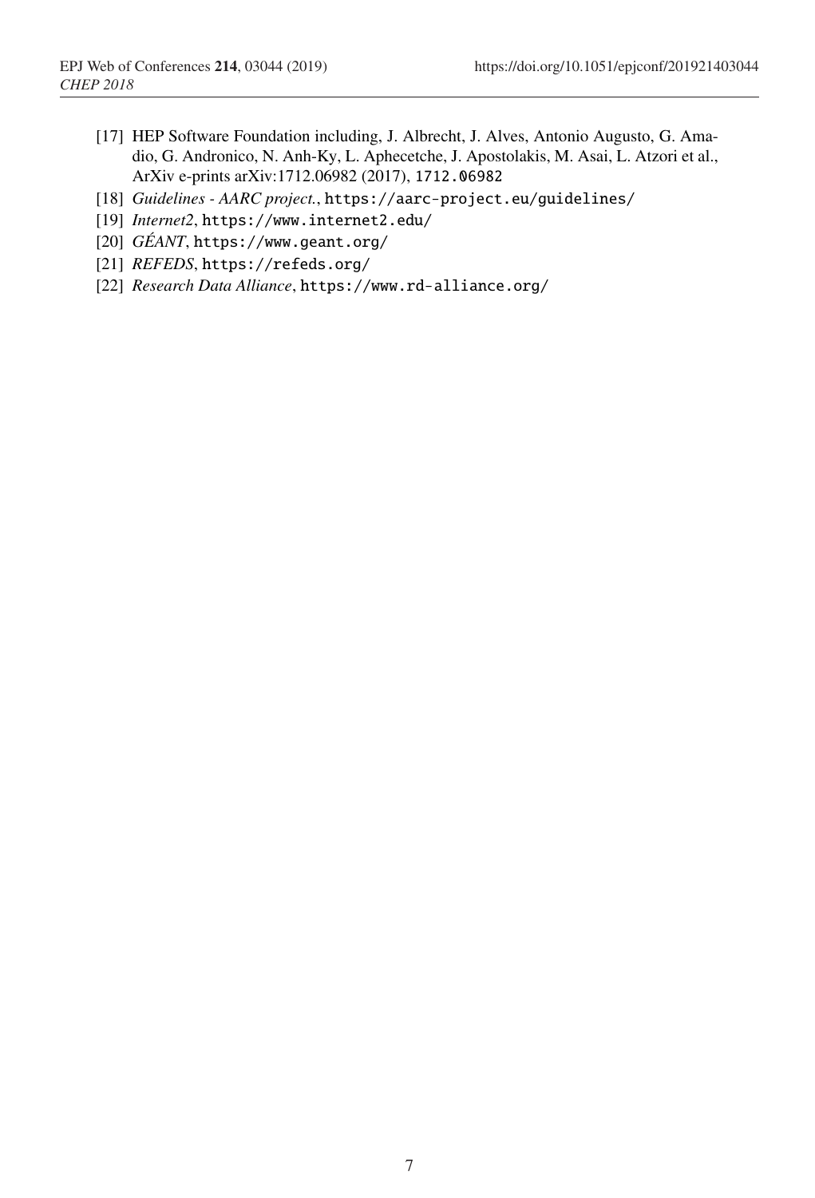[17] HEP Software Foundation including, J. Albrecht, J. Alves, Antonio Augusto, G. Amadio, G. Andronico, N. Anh-Ky, L. Aphecetche, J. Apostolakis, M. Asai, L. Atzori et al., ArXiv e-prints arXiv:1712.06982 (2017), 1712.06982

[18] *Guidelines - AARC project.*, https://aarc-project.eu/guidelines/

[19] *Internet2*, https://www.internet2.edu/

[20] *GÉANT*, https://www.geant.org/

[21] *REFEDS*, https://refeds.org/

[22] *Research Data Alliance*, https://www.rd-alliance.org/